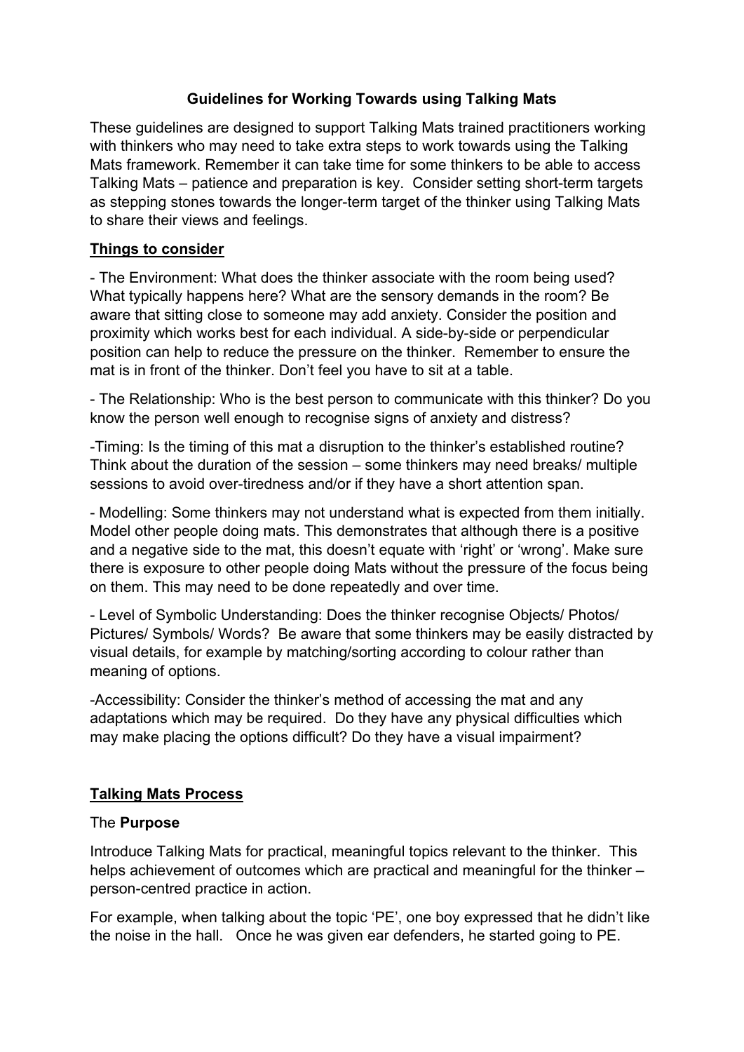# Guidelines for Working Towards using Talking Mats

These guidelines are designed to support Talking Mats trained practitioners working with thinkers who may need to take extra steps to work towards using the Talking Mats framework. Remember it can take time for some thinkers to be able to access Talking Mats – patience and preparation is key. Consider setting short-term targets as stepping stones towards the longer-term target of the thinker using Talking Mats to share their views and feelings.

## Things to consider

- The Environment: What does the thinker associate with the room being used? What typically happens here? What are the sensory demands in the room? Be aware that sitting close to someone may add anxiety. Consider the position and proximity which works best for each individual. A side-by-side or perpendicular position can help to reduce the pressure on the thinker. Remember to ensure the mat is in front of the thinker. Don't feel you have to sit at a table.

- The Relationship: Who is the best person to communicate with this thinker? Do you know the person well enough to recognise signs of anxiety and distress?

-Timing: Is the timing of this mat a disruption to the thinker's established routine? Think about the duration of the session – some thinkers may need breaks/ multiple sessions to avoid over-tiredness and/or if they have a short attention span.

- Modelling: Some thinkers may not understand what is expected from them initially. Model other people doing mats. This demonstrates that although there is a positive and a negative side to the mat, this doesn't equate with 'right' or 'wrong'. Make sure there is exposure to other people doing Mats without the pressure of the focus being on them. This may need to be done repeatedly and over time.

- Level of Symbolic Understanding: Does the thinker recognise Objects/ Photos/ Pictures/ Symbols/ Words? Be aware that some thinkers may be easily distracted by visual details, for example by matching/sorting according to colour rather than meaning of options.

-Accessibility: Consider the thinker's method of accessing the mat and any adaptations which may be required. Do they have any physical difficulties which may make placing the options difficult? Do they have a visual impairment?

## Talking Mats Process

### The **Purpose**

Introduce Talking Mats for practical, meaningful topics relevant to the thinker. This helps achievement of outcomes which are practical and meaningful for the thinker – person-centred practice in action.

For example, when talking about the topic 'PE', one boy expressed that he didn't like the noise in the hall. Once he was given ear defenders, he started going to PE.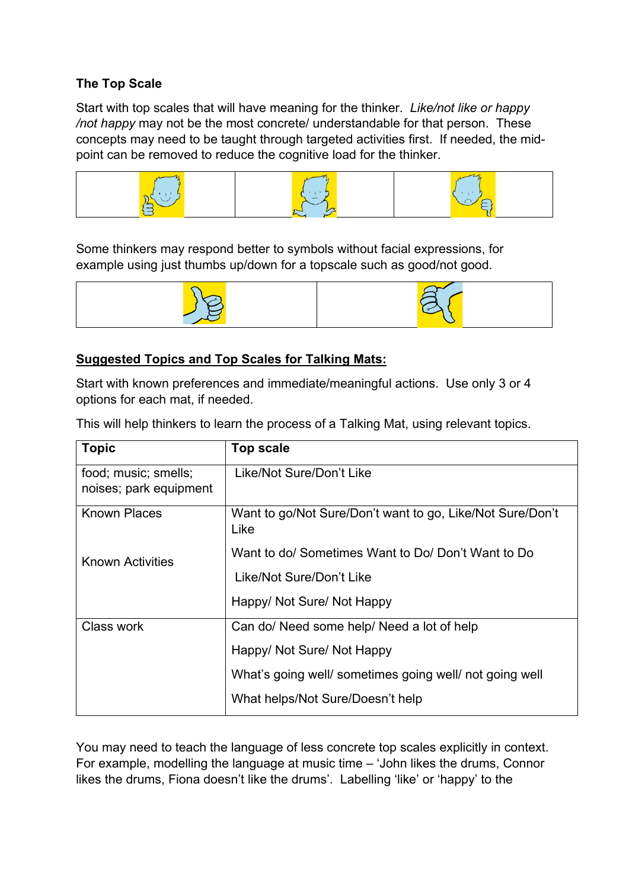**The Top Scale**

Start with top scales that will have meaning for the thinker. *Like/not like or happy /not happy* may not be the most concrete/ understandable for that person. These concepts may need to be taught through targeted activities first. If needed, the mid-point can be removed to reduce the cognitive load for the thinker.

Some thinkers may respond better to symbols without facial expressions, for example using just thumbs up/down for a topscale such as good/not good.

**Suggested Topics and Top Scales for Talking Mats:**

Start with known preferences and immediate/meaningful actions. Use only 3 or 4 options for each mat, if needed.

This will help thinkers to learn the process of a Talking Mat, using relevant topics.

| Topic | Top scale |
|---|---|
| food; music; smells; noises; park equipment | Like/Not Sure/Don't Like |
| Known Places<br><br>Known Activities | Want to go/Not Sure/Don't want to go, Like/Not Sure/Don't Like<br>Want to do/ Sometimes Want to Do/ Don't Want to Do<br>Like/Not Sure/Don't Like<br>Happy/ Not Sure/ Not Happy |
| Class work | Can do/ Need some help/ Need a lot of help<br>Happy/ Not Sure/ Not Happy<br>What's going well/ sometimes going well/ not going well<br>What helps/Not Sure/Doesn't help |

You may need to teach the language of less concrete top scales explicitly in context. For example, modelling the language at music time – 'John likes the drums, Connor likes the drums, Fiona doesn't like the drums'. Labelling 'like' or 'happy' to the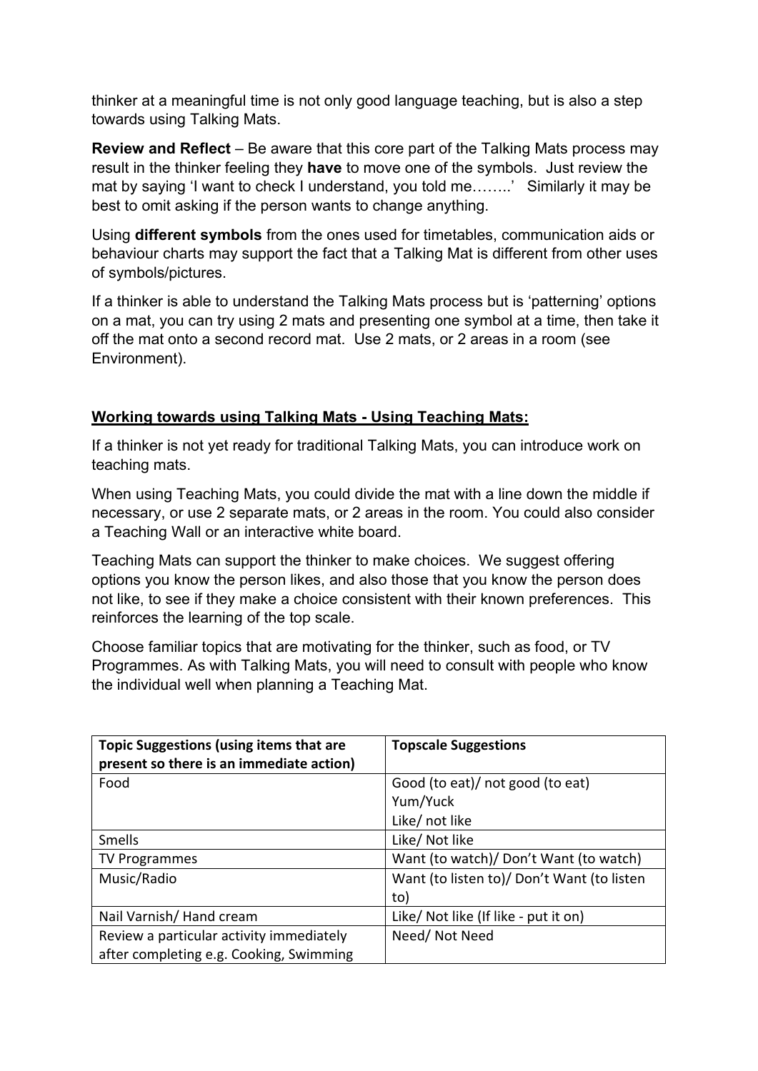thinker at a meaningful time is not only good language teaching, but is also a step towards using Talking Mats.

**Review and Reflect** – Be aware that this core part of the Talking Mats process may result in the thinker feeling they **have** to move one of the symbols. Just review the mat by saying 'I want to check I understand, you told me……..' Similarly it may be best to omit asking if the person wants to change anything.

Using **different symbols** from the ones used for timetables, communication aids or behaviour charts may support the fact that a Talking Mat is different from other uses of symbols/pictures.

If a thinker is able to understand the Talking Mats process but is 'patterning' options on a mat, you can try using 2 mats and presenting one symbol at a time, then take it off the mat onto a second record mat. Use 2 mats, or 2 areas in a room (see Environment).

## <u>Working towards using Talking Mats - Using Teaching Mats:</u>

If a thinker is not yet ready for traditional Talking Mats, you can introduce work on teaching mats.

When using Teaching Mats, you could divide the mat with a line down the middle if necessary, or use 2 separate mats, or 2 areas in the room. You could also consider a Teaching Wall or an interactive white board.

Teaching Mats can support the thinker to make choices. We suggest offering options you know the person likes, and also those that you know the person does not like, to see if they make a choice consistent with their known preferences. This reinforces the learning of the top scale.

Choose familiar topics that are motivating for the thinker, such as food, or TV Programmes. As with Talking Mats, you will need to consult with people who know the individual well when planning a Teaching Mat.

| **Topic Suggestions (using items that are present so there is an immediate action)** | **Topscale Suggestions** |
|---|---|
| Food | Good (to eat)/ not good (to eat)<br>Yum/Yuck<br>Like/ not like |
| Smells | Like/ Not like |
| TV Programmes | Want (to watch)/ Don't Want (to watch) |
| Music/Radio | Want (to listen to)/ Don't Want (to listen to) |
| Nail Varnish/ Hand cream | Like/ Not like (If like - put it on) |
| Review a particular activity immediately after completing e.g. Cooking, Swimming | Need/ Not Need |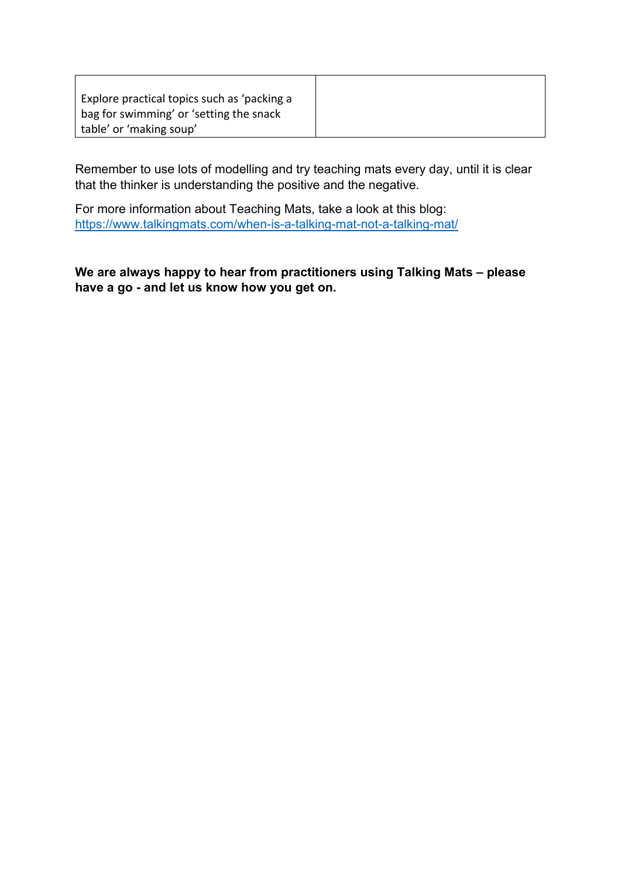| | |
|---|---|
| Explore practical topics such as 'packing a bag for swimming' or 'setting the snack table' or 'making soup' | |

Remember to use lots of modelling and try teaching mats every day, until it is clear that the thinker is understanding the positive and the negative.

For more information about Teaching Mats, take a look at this blog: https://www.talkingmats.com/when-is-a-talking-mat-not-a-talking-mat/

**We are always happy to hear from practitioners using Talking Mats – please have a go - and let us know how you get on.**